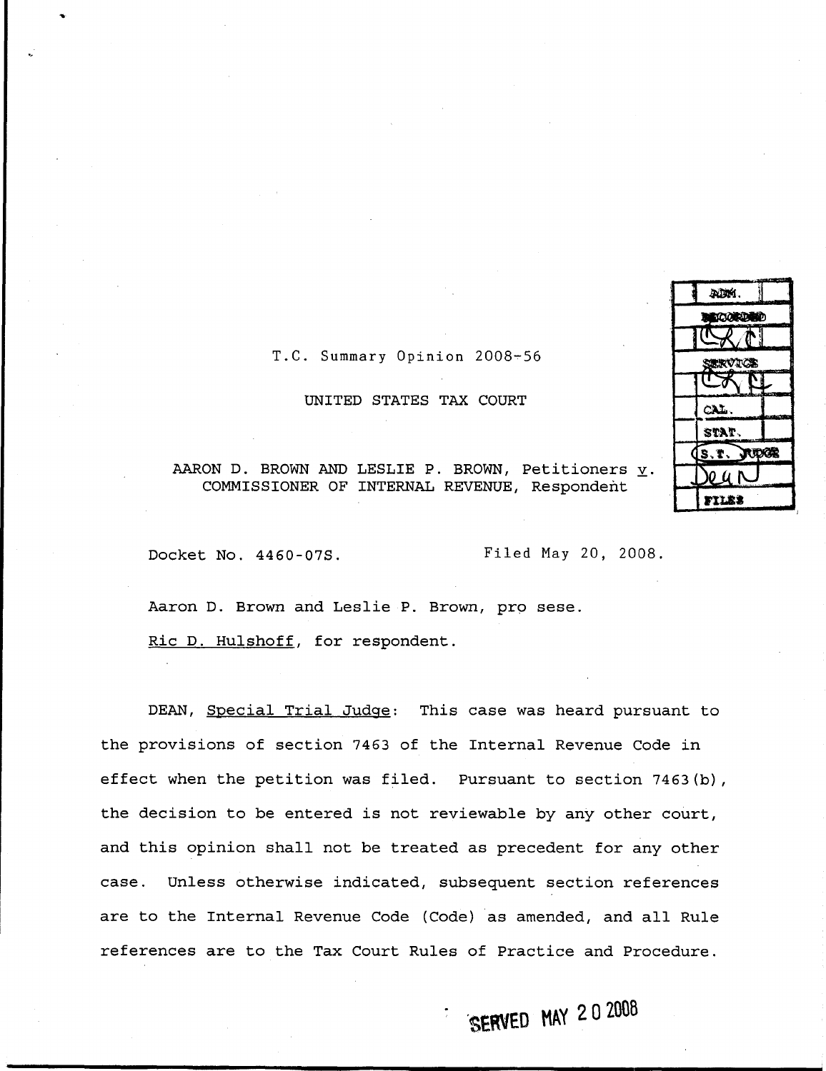T.C. Summary Opinion 2008-56

UNITED STATES TAX COURT

AARON D. BROWN AND LESLIE P. BROWN, Petitioners v. COMMISSIONER OF INTERNAL REVENUE, Respondent

Docket No. 4460-07S. Filed May 20, 2008.

Aaron D. Brown and Leslie P. Brown, pro sese.

Ric D. Hulshoff, for respondent.

DEAN, Special Trial Judge: This case was heard pursuant to the provisions of section 7463 of the Internal Revenue Code in effect when the petition was filed. Pursuant to section 7463(b), the decision to be entered is not reviewable by any other court, and this opinion shall not be treated as precedent for any other case. Unless otherwise indicated, subsequent section references are to the Internal Revenue Code (Code) as amended, and all Rule references are to the Tax Court Rules of Practice and Procedure.

SERVED MAY 20 2008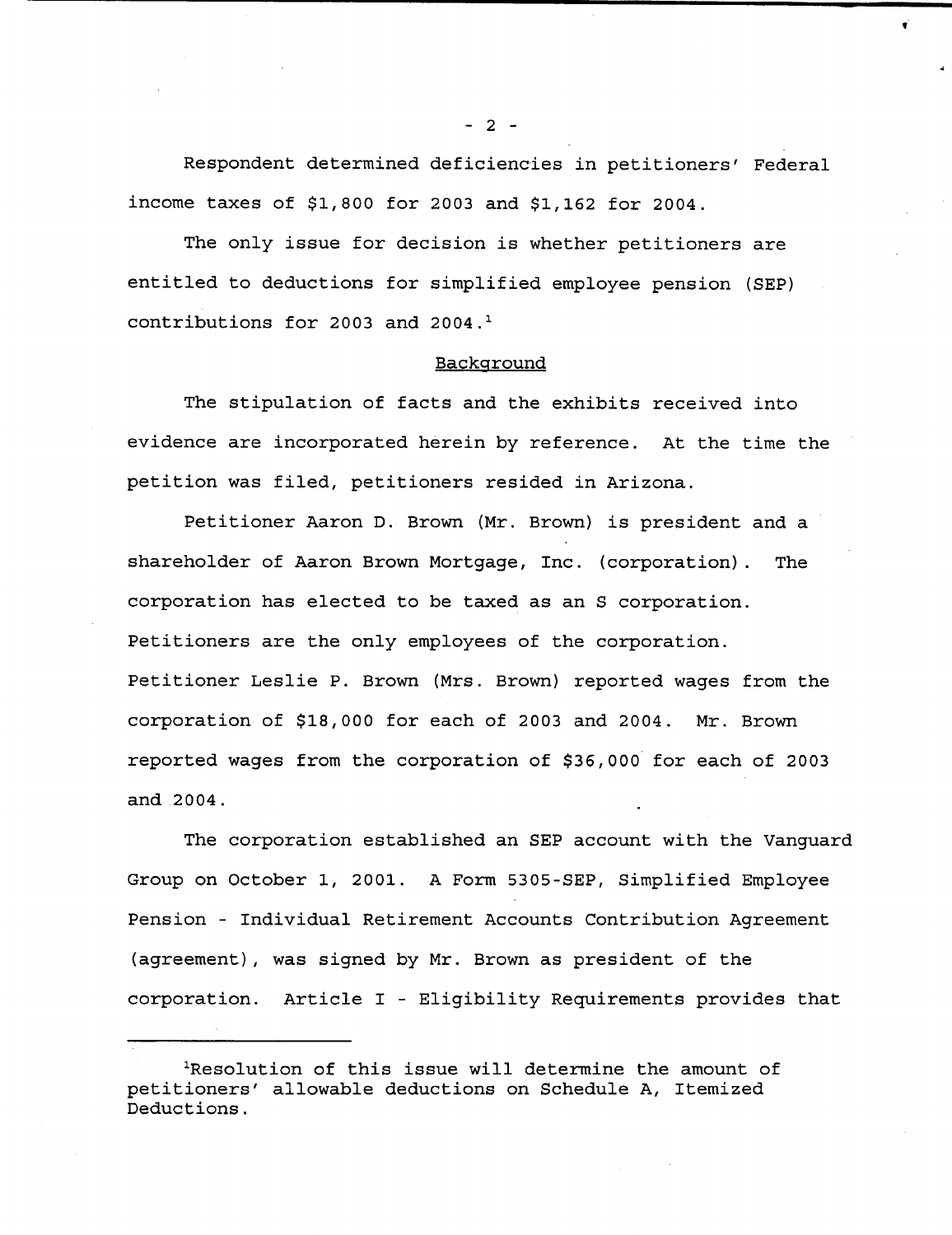Respondent determined deficiencies in petitioners' Federal income taxes of $1,800 for 2003 and $1,162 for 2004.

The only issue for decision is whether petitioners are entitled to deductions for simplified employee pension (SEP) contributions for 2003 and 2004.[1]

## Background

The stipulation of facts and the exhibits received into evidence are incorporated herein by reference. At the time the petition was filed, petitioners resided in Arizona.

Petitioner Aaron D. Brown (Mr. Brown) is president and a shareholder of Aaron Brown Mortgage, Inc. (corporation). The corporation has elected to be taxed as an S corporation. Petitioners are the only employees of the corporation. Petitioner Leslie P. Brown (Mrs. Brown) reported wages from the corporation of $18,000 for each of 2003 and 2004. Mr. Brown reported wages from the corporation of $36,000 for each of 2003 and 2004.

The corporation established an SEP account with the Vanguard Group on October 1, 2001. A Form 5305-SEP, Simplified Employee Pension - Individual Retirement Accounts Contribution Agreement (agreement), was signed by Mr. Brown as president of the corporation. Article I - Eligibility Requirements provides that

---

[1]Resolution of this issue will determine the amount of petitioners' allowable deductions on Schedule A, Itemized Deductions.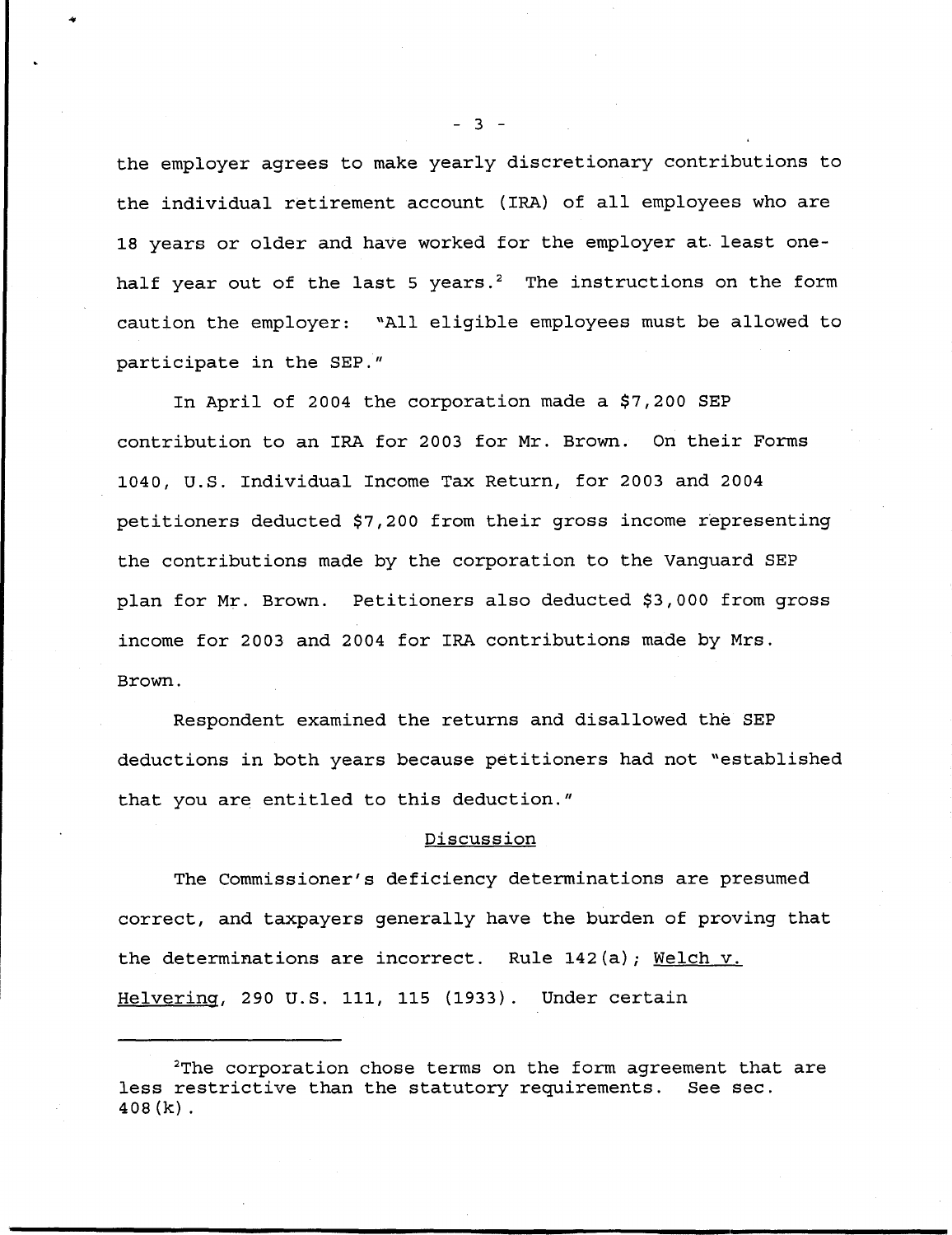the employer agrees to make yearly discretionary contributions to the individual retirement account (IRA) of all employees who are 18 years or older and have worked for the employer at least one-half year out of the last 5 years.[2] The instructions on the form caution the employer: "All eligible employees must be allowed to participate in the SEP."

In April of 2004 the corporation made a $7,200 SEP contribution to an IRA for 2003 for Mr. Brown. On their Forms 1040, U.S. Individual Income Tax Return, for 2003 and 2004 petitioners deducted $7,200 from their gross income representing the contributions made by the corporation to the Vanguard SEP plan for Mr. Brown. Petitioners also deducted $3,000 from gross income for 2003 and 2004 for IRA contributions made by Mrs. Brown.

Respondent examined the returns and disallowed the SEP deductions in both years because petitioners had not "established that you are entitled to this deduction."

## Discussion

The Commissioner's deficiency determinations are presumed correct, and taxpayers generally have the burden of proving that the determinations are incorrect. Rule 142(a); Welch v. Helvering, 290 U.S. 111, 115 (1933). Under certain

---

[2]The corporation chose terms on the form agreement that are less restrictive than the statutory requirements. See sec. 408(k).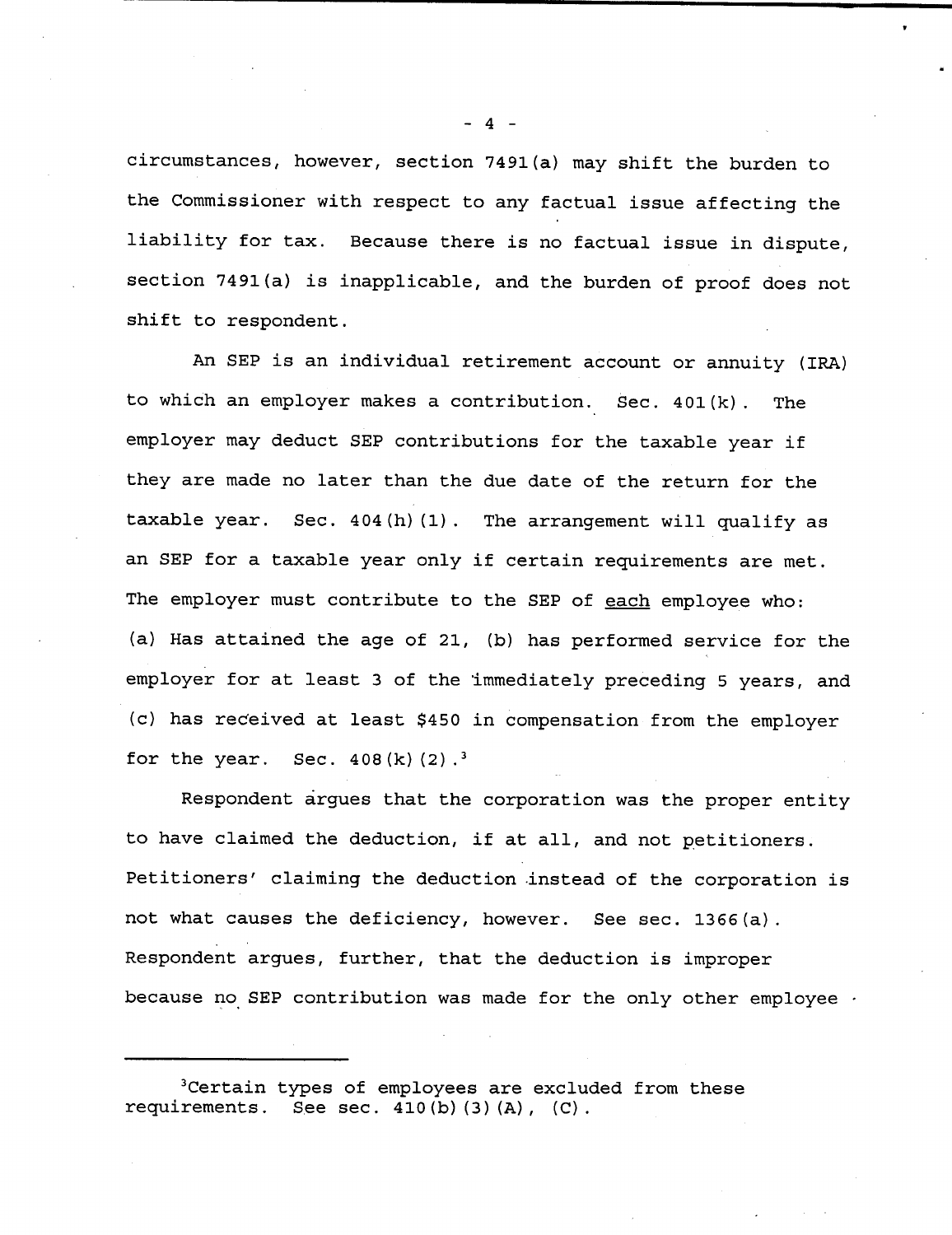circumstances, however, section 7491(a) may shift the burden to the Commissioner with respect to any factual issue affecting the liability for tax. Because there is no factual issue in dispute, section 7491(a) is inapplicable, and the burden of proof does not shift to respondent.

An SEP is an individual retirement account or annuity (IRA) to which an employer makes a contribution. Sec. 401(k). The employer may deduct SEP contributions for the taxable year if they are made no later than the due date of the return for the taxable year. Sec. 404(h)(1). The arrangement will qualify as an SEP for a taxable year only if certain requirements are met. The employer must contribute to the SEP of <u>each</u> employee who: (a) Has attained the age of 21, (b) has performed service for the employer for at least 3 of the immediately preceding 5 years, and (c) has received at least $450 in compensation from the employer for the year. Sec. 408(k)(2).[3]

Respondent argues that the corporation was the proper entity to have claimed the deduction, if at all, and not petitioners. Petitioners' claiming the deduction instead of the corporation is not what causes the deficiency, however. See sec. 1366(a). Respondent argues, further, that the deduction is improper because no SEP contribution was made for the only other employee

---

[3]Certain types of employees are excluded from these requirements. See sec. 410(b)(3)(A), (C).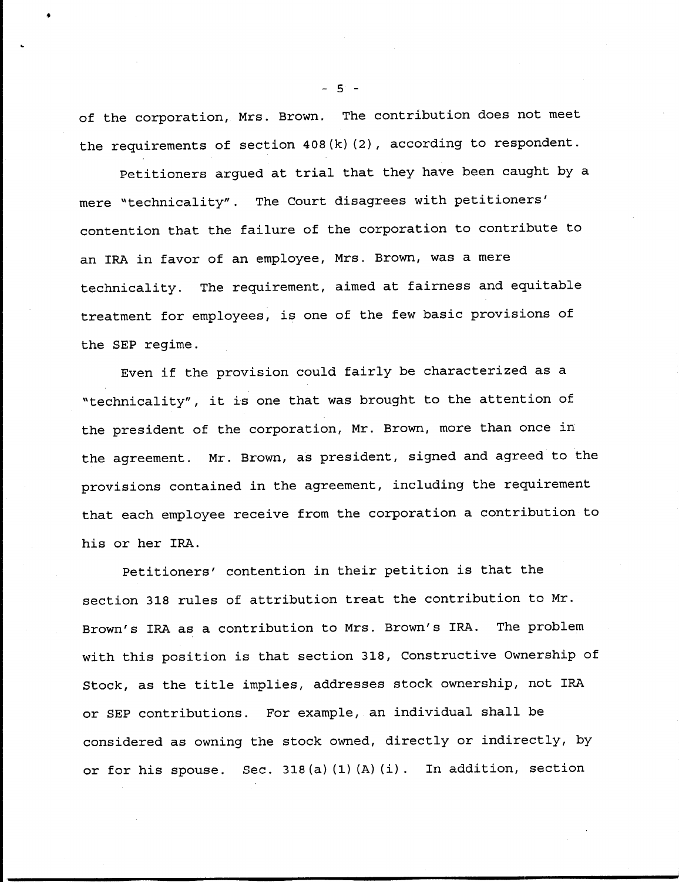of the corporation, Mrs. Brown. The contribution does not meet the requirements of section 408(k)(2), according to respondent.

Petitioners argued at trial that they have been caught by a mere "technicality". The Court disagrees with petitioners' contention that the failure of the corporation to contribute to an IRA in favor of an employee, Mrs. Brown, was a mere technicality. The requirement, aimed at fairness and equitable treatment for employees, is one of the few basic provisions of the SEP regime.

Even if the provision could fairly be characterized as a "technicality", it is one that was brought to the attention of the president of the corporation, Mr. Brown, more than once in the agreement. Mr. Brown, as president, signed and agreed to the provisions contained in the agreement, including the requirement that each employee receive from the corporation a contribution to his or her IRA.

Petitioners' contention in their petition is that the section 318 rules of attribution treat the contribution to Mr. Brown's IRA as a contribution to Mrs. Brown's IRA. The problem with this position is that section 318, Constructive Ownership of Stock, as the title implies, addresses stock ownership, not IRA or SEP contributions. For example, an individual shall be considered as owning the stock owned, directly or indirectly, by or for his spouse. Sec. 318(a)(1)(A)(i). In addition, section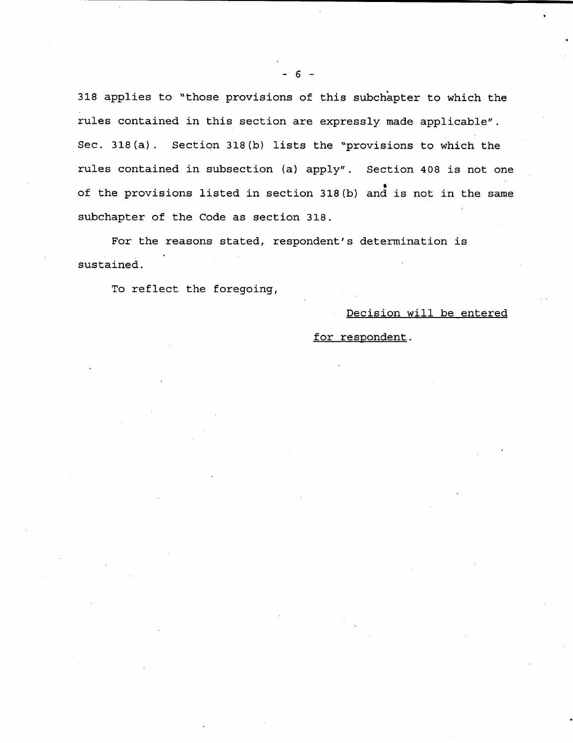318 applies to "those provisions of this subchapter to which the rules contained in this section are expressly made applicable". Sec. 318(a). Section 318(b) lists the "provisions to which the rules contained in subsection (a) apply". Section 408 is not one of the provisions listed in section 318(b) and is not in the same subchapter of the Code as section 318.

For the reasons stated, respondent's determination is sustained.

To reflect the foregoing,

Decision will be entered for respondent.